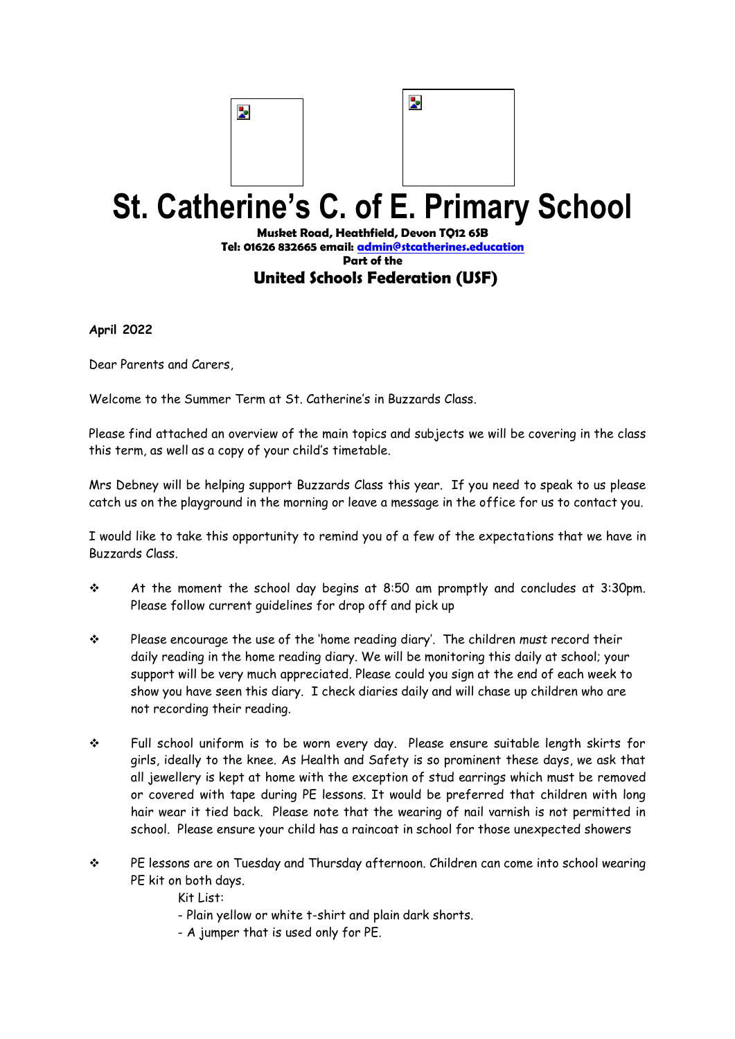# St. Catherine's C. of E. Primary School

**Musket Road, Heathfield, Devon TQ12 6SB**
**Tel: 01626 832665 email: [admin@stcatherines.education](mailto:admin@stcatherines.education)**
**Part of the**

## United Schools Federation (USF)

**April 2022**

Dear Parents and Carers,

Welcome to the Summer Term at St. Catherine's in Buzzards Class.

Please find attached an overview of the main topics and subjects we will be covering in the class this term, as well as a copy of your child's timetable.

Mrs Debney will be helping support Buzzards Class this year. If you need to speak to us please catch us on the playground in the morning or leave a message in the office for us to contact you.

I would like to take this opportunity to remind you of a few of the expectations that we have in Buzzards Class.

- At the moment the school day begins at 8:50 am promptly and concludes at 3:30pm. Please follow current guidelines for drop off and pick up

- Please encourage the use of the 'home reading diary'. The children *must* record their daily reading in the home reading diary. We will be monitoring this daily at school; your support will be very much appreciated. Please could you sign at the end of each week to show you have seen this diary. I check diaries daily and will chase up children who are not recording their reading.

- Full school uniform is to be worn every day. Please ensure suitable length skirts for girls, ideally to the knee. As Health and Safety is so prominent these days, we ask that all jewellery is kept at home with the exception of stud earrings which must be removed or covered with tape during PE lessons. It would be preferred that children with long hair wear it tied back. Please note that the wearing of nail varnish is not permitted in school. Please ensure your child has a raincoat in school for those unexpected showers

- PE lessons are on Tuesday and Thursday afternoon. Children can come into school wearing PE kit on both days.

  Kit List:
  - Plain yellow or white t-shirt and plain dark shorts.
  - A jumper that is used only for PE.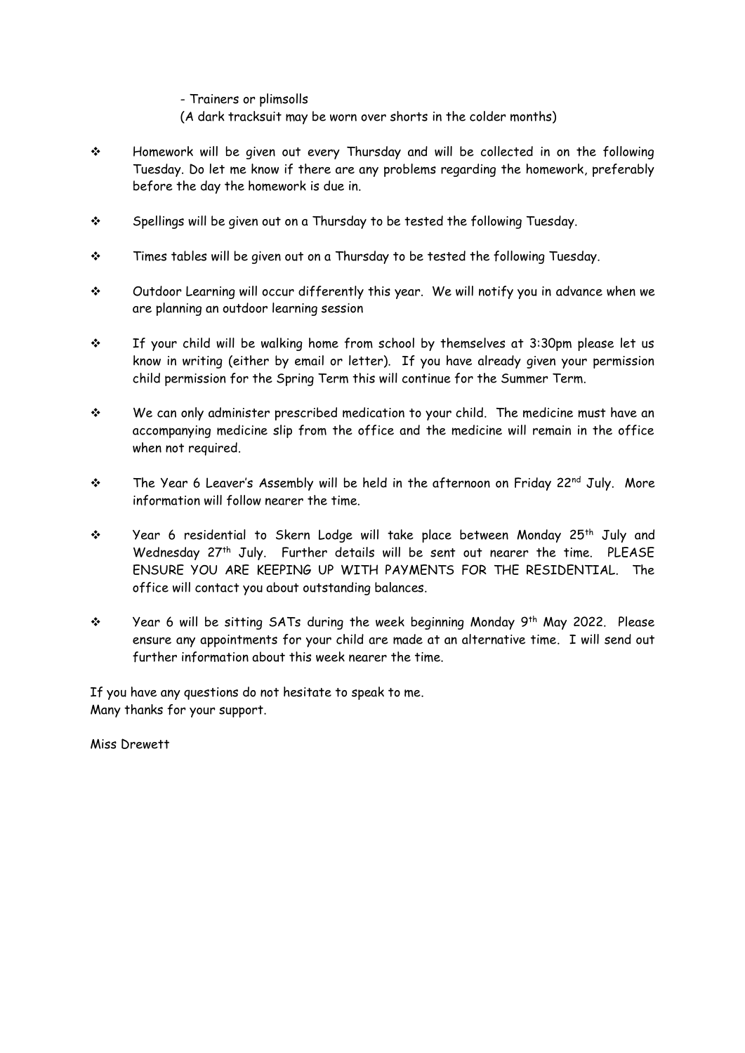- Trainers or plimsolls

(A dark tracksuit may be worn over shorts in the colder months)

- Homework will be given out every Thursday and will be collected in on the following Tuesday. Do let me know if there are any problems regarding the homework, preferably before the day the homework is due in.
- Spellings will be given out on a Thursday to be tested the following Tuesday.
- Times tables will be given out on a Thursday to be tested the following Tuesday.
- Outdoor Learning will occur differently this year. We will notify you in advance when we are planning an outdoor learning session
- If your child will be walking home from school by themselves at 3:30pm please let us know in writing (either by email or letter). If you have already given your permission child permission for the Spring Term this will continue for the Summer Term.
- We can only administer prescribed medication to your child. The medicine must have an accompanying medicine slip from the office and the medicine will remain in the office when not required.
- The Year 6 Leaver's Assembly will be held in the afternoon on Friday 22nd July. More information will follow nearer the time.
- Year 6 residential to Skern Lodge will take place between Monday 25th July and Wednesday 27th July. Further details will be sent out nearer the time. PLEASE ENSURE YOU ARE KEEPING UP WITH PAYMENTS FOR THE RESIDENTIAL. The office will contact you about outstanding balances.
- Year 6 will be sitting SATs during the week beginning Monday 9th May 2022. Please ensure any appointments for your child are made at an alternative time. I will send out further information about this week nearer the time.

If you have any questions do not hesitate to speak to me.
Many thanks for your support.

Miss Drewett